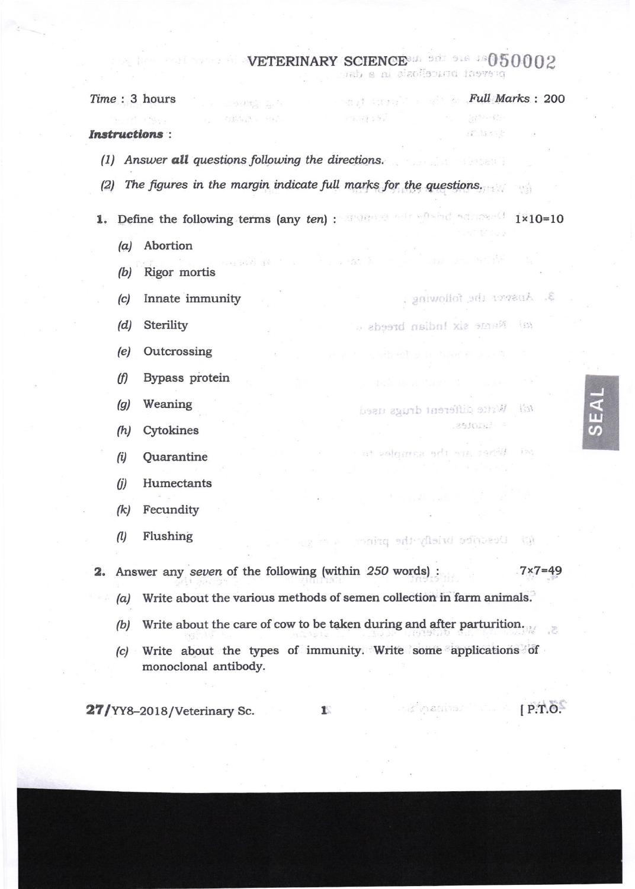# VETERINARY SCIENCE

050002

*Time* : 3 hours **Full Marks : 200**

***Instructions*** :

*(1) Answer **all** questions following the directions.*

*(2) The figures in the margin indicate full marks for the questions.*

**1.** Define the following terms (any *ten*) : 1×10=10

*(a)* Abortion

*(b)* Rigor mortis

*(c)* Innate immunity

*(d)* Sterility

*(e)* Outcrossing

*(f)* Bypass protein

*(g)* Weaning

*(h)* Cytokines

*(i)* Quarantine

*(j)* Humectants

*(k)* Fecundity

*(l)* Flushing

**2.** Answer any *seven* of the following (within *250* words) : 7×7=49

*(a)* Write about the various methods of semen collection in farm animals.

*(b)* Write about the care of cow to be taken during and after parturition.

*(c)* Write about the types of immunity. Write some applications of monoclonal antibody.

27/YY8–2018/Veterinary Sc. [ P.T.O.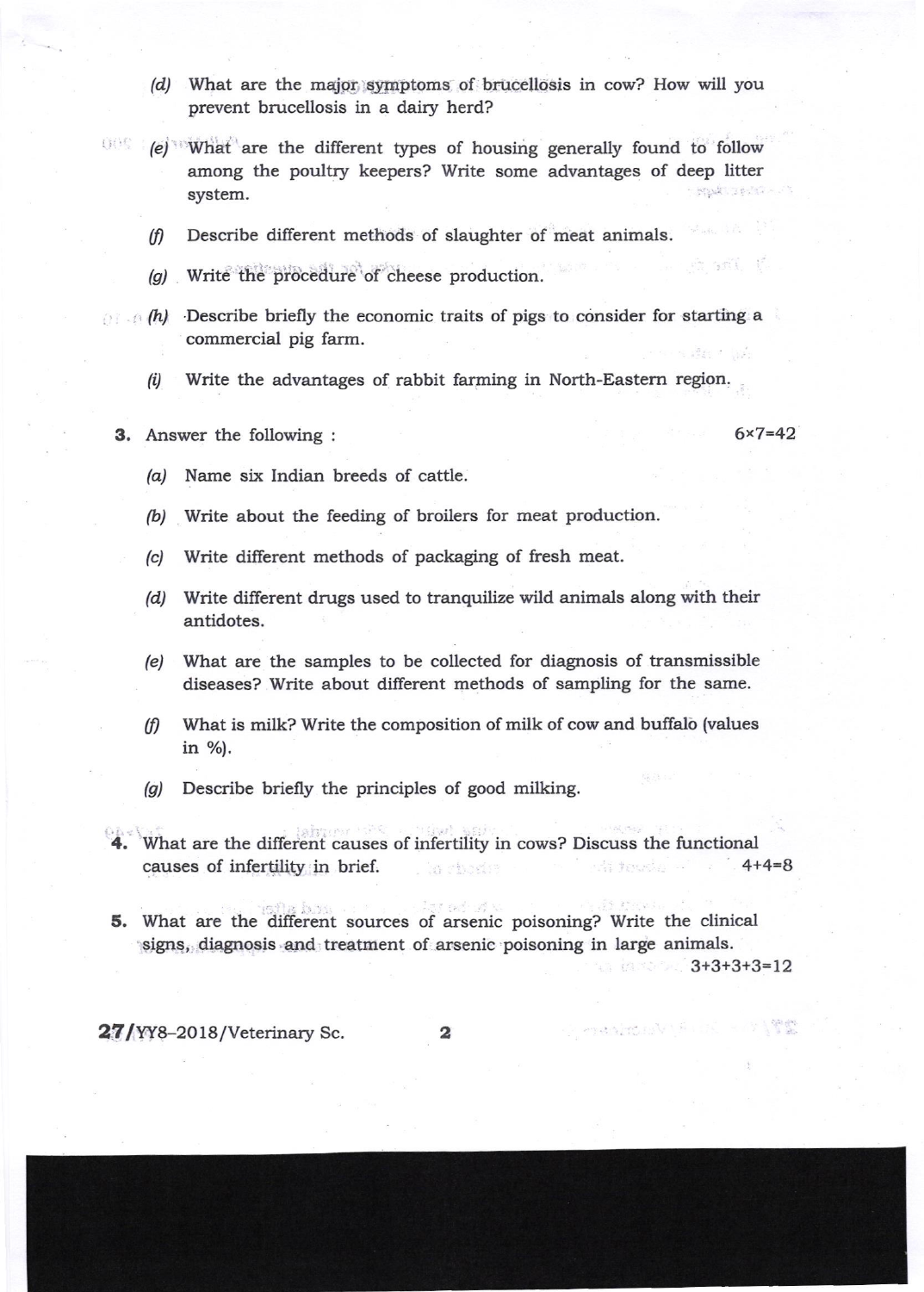(d) What are the major symptoms of brucellosis in cow? How will you prevent brucellosis in a dairy herd?

(e) What are the different types of housing generally found to follow among the poultry keepers? Write some advantages of deep litter system.

(f) Describe different methods of slaughter of meat animals.

(g) Write the procedure of cheese production.

(h) Describe briefly the economic traits of pigs to consider for starting a commercial pig farm.

(i) Write the advantages of rabbit farming in North-Eastern region.

**3.** Answer the following : 6×7=42

(a) Name six Indian breeds of cattle.

(b) Write about the feeding of broilers for meat production.

(c) Write different methods of packaging of fresh meat.

(d) Write different drugs used to tranquilize wild animals along with their antidotes.

(e) What are the samples to be collected for diagnosis of transmissible diseases? Write about different methods of sampling for the same.

(f) What is milk? Write the composition of milk of cow and buffalo (values in %).

(g) Describe briefly the principles of good milking.

**4.** What are the different causes of infertility in cows? Discuss the functional causes of infertility in brief. 4+4=8

**5.** What are the different sources of arsenic poisoning? Write the clinical signs, diagnosis and treatment of arsenic poisoning in large animals. 3+3+3+3=12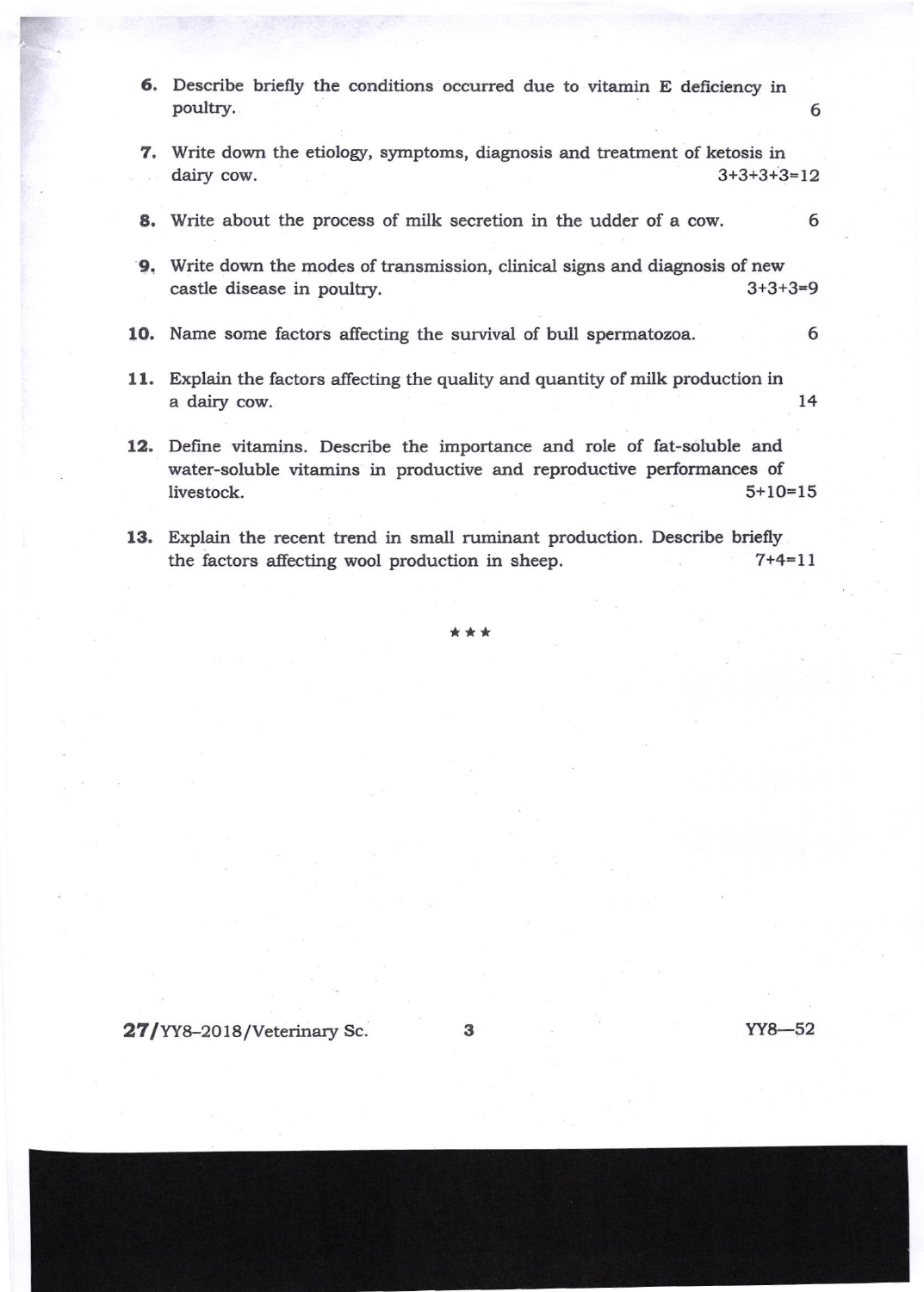6. Describe briefly the conditions occurred due to vitamin E deficiency in poultry. 6

7. Write down the etiology, symptoms, diagnosis and treatment of ketosis in dairy cow. 3+3+3+3=12

8. Write about the process of milk secretion in the udder of a cow. 6

9. Write down the modes of transmission, clinical signs and diagnosis of new castle disease in poultry. 3+3+3=9

10. Name some factors affecting the survival of bull spermatozoa. 6

11. Explain the factors affecting the quality and quantity of milk production in a dairy cow. 14

12. Define vitamins. Describe the importance and role of fat-soluble and water-soluble vitamins in productive and reproductive performances of livestock. 5+10=15

13. Explain the recent trend in small ruminant production. Describe briefly the factors affecting wool production in sheep. 7+4=11

★★★